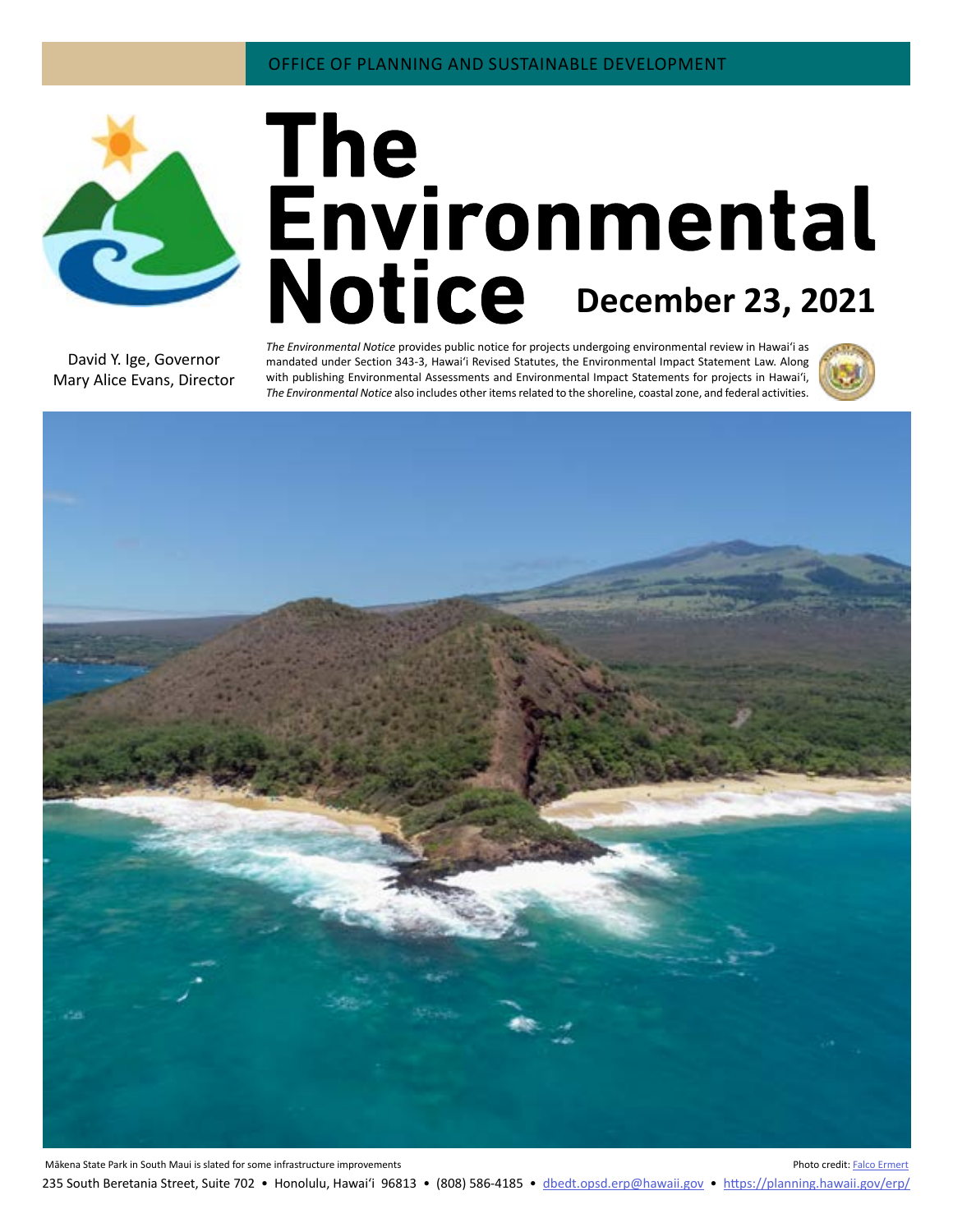OFFICE OF PLANNING AND SUSTAINABLE DEVELOPMENT

# The Environmental Notice

**December 23, 2021**

David Y. Ige, Governor
Mary Alice Evans, Director

*The Environmental Notice* provides public notice for projects undergoing environmental review in Hawaiʻi as mandated under Section 343-3, Hawaiʻi Revised Statutes, the Environmental Impact Statement Law. Along with publishing Environmental Assessments and Environmental Impact Statements for projects in Hawaiʻi, *The Environmental Notice* also includes other items related to the shoreline, coastal zone, and federal activities.

Mākena State Park in South Maui is slated for some infrastructure improvements

Photo credit: Falco Ermert

235 South Beretania Street, Suite 702 • Honolulu, Hawaiʻi 96813 • (808) 586-4185 • dbedt.opsd.erp@hawaii.gov • https://planning.hawaii.gov/erp/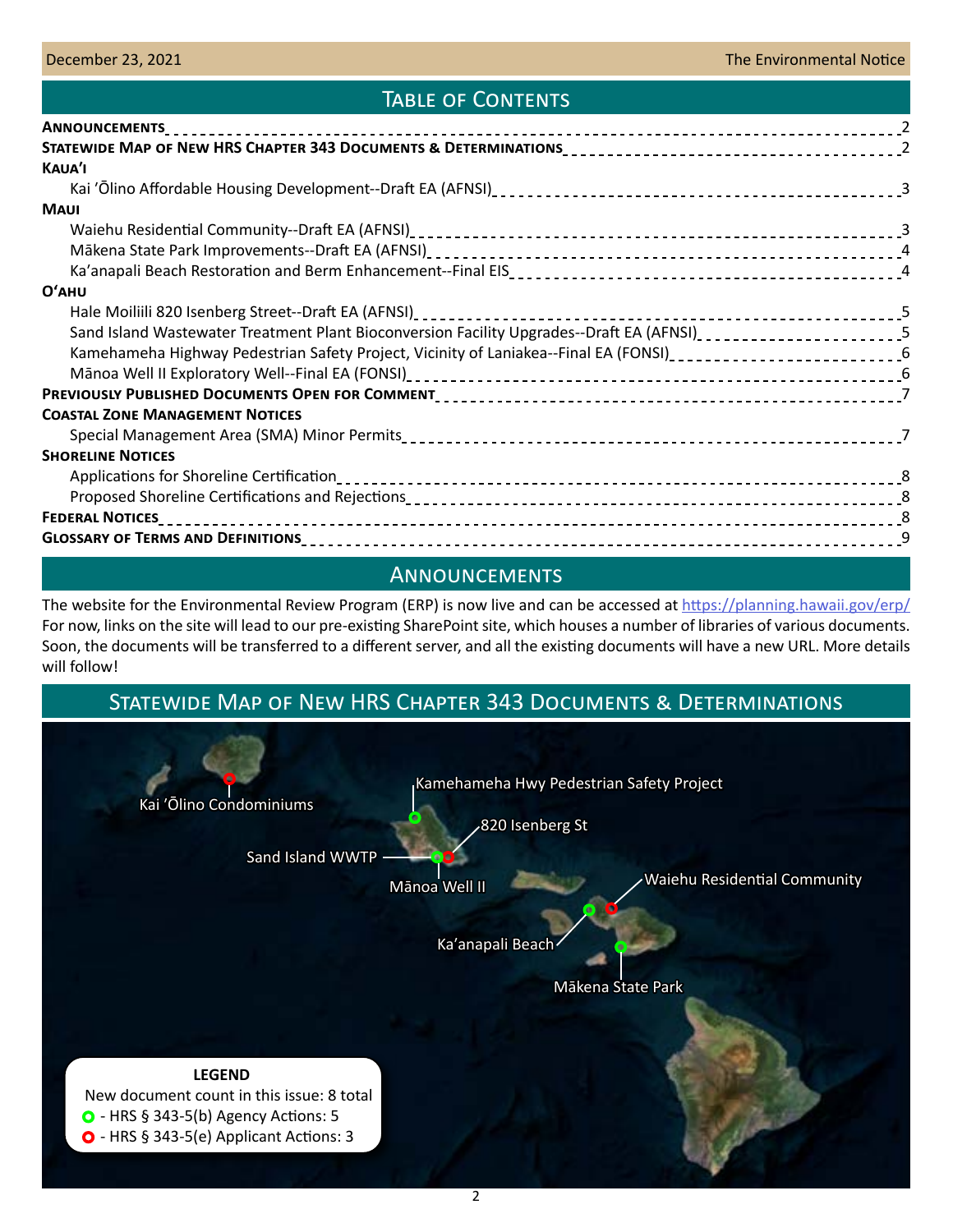## Table of Contents

| | |
|---|---|
| **Announcements** | 2 |
| **Statewide Map of New HRS Chapter 343 Documents & Determinations** | 2 |
| **Kaua'i** | |
| Kai 'Ōlino Affordable Housing Development--Draft EA (AFNSI) | 3 |
| **Maui** | |
| Waiehu Residential Community--Draft EA (AFNSI) | 3 |
| Mākena State Park Improvements--Draft EA (AFNSI) | 4 |
| Ka'anapali Beach Restoration and Berm Enhancement--Final EIS | 4 |
| **O'ahu** | |
| Hale Moiliili 820 Isenberg Street--Draft EA (AFNSI) | 5 |
| Sand Island Wastewater Treatment Plant Bioconversion Facility Upgrades--Draft EA (AFNSI) | 5 |
| Kamehameha Highway Pedestrian Safety Project, Vicinity of Laniakea--Final EA (FONSI) | 6 |
| Mānoa Well II Exploratory Well--Final EA (FONSI) | 6 |
| **Previously Published Documents Open for Comment** | 7 |
| **Coastal Zone Management Notices** | |
| Special Management Area (SMA) Minor Permits | 7 |
| **Shoreline Notices** | |
| Applications for Shoreline Certification | 8 |
| Proposed Shoreline Certifications and Rejections | 8 |
| **Federal Notices** | 8 |
| **Glossary of Terms and Definitions** | 9 |

## Announcements

The website for the Environmental Review Program (ERP) is now live and can be accessed at https://planning.hawaii.gov/erp/ For now, links on the site will lead to our pre-existing SharePoint site, which houses a number of libraries of various documents. Soon, the documents will be transferred to a different server, and all the existing documents will have a new URL. More details will follow!

## Statewide Map of New HRS Chapter 343 Documents & Determinations

Kai 'Ōlino Condominiums

Kamehameha Hwy Pedestrian Safety Project

820 Isenberg St

Sand Island WWTP

Mānoa Well II

Waiehu Residential Community

Ka'anapali Beach

Mākena State Park

**LEGEND**

New document count in this issue: 8 total

- HRS § 343-5(b) Agency Actions: 5
- HRS § 343-5(e) Applicant Actions: 3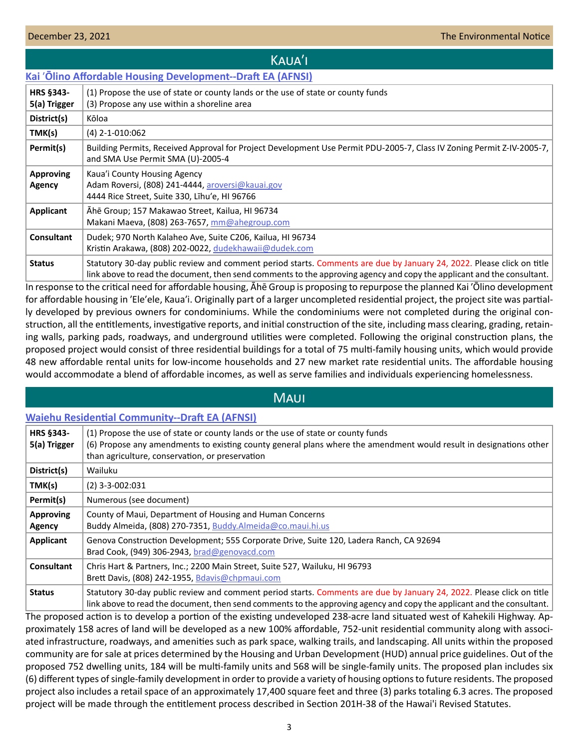# Kaua'i

## Kai 'Ōlino Affordable Housing Development--Draft EA (AFNSI)

| | |
|---|---|
| **HRS §343-5(a) Trigger** | (1) Propose the use of state or county lands or the use of state or county funds<br>(3) Propose any use within a shoreline area |
| **District(s)** | Kōloa |
| **TMK(s)** | (4) 2-1-010:062 |
| **Permit(s)** | Building Permits, Received Approval for Project Development Use Permit PDU-2005-7, Class IV Zoning Permit Z-IV-2005-7, and SMA Use Permit SMA (U)-2005-4 |
| **Approving Agency** | Kaua'i County Housing Agency<br>Adam Roversi, (808) 241-4444, aroversi@kauai.gov<br>4444 Rice Street, Suite 330, Līhu'e, HI 96766 |
| **Applicant** | Āhē Group; 157 Makawao Street, Kailua, HI 96734<br>Makani Maeva, (808) 263-7657, mm@ahegroup.com |
| **Consultant** | Dudek; 970 North Kalaheo Ave, Suite C206, Kailua, HI 96734<br>Kristin Arakawa, (808) 202-0022, dudekhawaii@dudek.com |
| **Status** | Statutory 30-day public review and comment period starts. Comments are due by January 24, 2022. Please click on title link above to read the document, then send comments to the approving agency and copy the applicant and the consultant. |

In response to the critical need for affordable housing, Āhē Group is proposing to repurpose the planned Kai 'Ōlino development for affordable housing in 'Ele'ele, Kaua'i. Originally part of a larger uncompleted residential project, the project site was partially developed by previous owners for condominiums. While the condominiums were not completed during the original construction, all the entitlements, investigative reports, and initial construction of the site, including mass clearing, grading, retaining walls, parking pads, roadways, and underground utilities were completed. Following the original construction plans, the proposed project would consist of three residential buildings for a total of 75 multi-family housing units, which would provide 48 new affordable rental units for low-income households and 27 new market rate residential units. The affordable housing would accommodate a blend of affordable incomes, as well as serve families and individuals experiencing homelessness.

# Maui

## Waiehu Residential Community--Draft EA (AFNSI)

| | |
|---|---|
| **HRS §343-5(a) Trigger** | (1) Propose the use of state or county lands or the use of state or county funds<br>(6) Propose any amendments to existing county general plans where the amendment would result in designations other than agriculture, conservation, or preservation |
| **District(s)** | Wailuku |
| **TMK(s)** | (2) 3-3-002:031 |
| **Permit(s)** | Numerous (see document) |
| **Approving Agency** | County of Maui, Department of Housing and Human Concerns<br>Buddy Almeida, (808) 270-7351, Buddy.Almeida@co.maui.hi.us |
| **Applicant** | Genova Construction Development; 555 Corporate Drive, Suite 120, Ladera Ranch, CA 92694<br>Brad Cook, (949) 306-2943, brad@genovacd.com |
| **Consultant** | Chris Hart & Partners, Inc.; 2200 Main Street, Suite 527, Wailuku, HI 96793<br>Brett Davis, (808) 242-1955, Bdavis@chpmaui.com |
| **Status** | Statutory 30-day public review and comment period starts. Comments are due by January 24, 2022. Please click on title link above to read the document, then send comments to the approving agency and copy the applicant and the consultant. |

The proposed action is to develop a portion of the existing undeveloped 238-acre land situated west of Kahekili Highway. Approximately 158 acres of land will be developed as a new 100% affordable, 752-unit residential community along with associated infrastructure, roadways, and amenities such as park space, walking trails, and landscaping. All units within the proposed community are for sale at prices determined by the Housing and Urban Development (HUD) annual price guidelines. Out of the proposed 752 dwelling units, 184 will be multi-family units and 568 will be single-family units. The proposed plan includes six (6) different types of single-family development in order to provide a variety of housing options to future residents. The proposed project also includes a retail space of an approximately 17,400 square feet and three (3) parks totaling 6.3 acres. The proposed project will be made through the entitlement process described in Section 201H-38 of the Hawai'i Revised Statutes.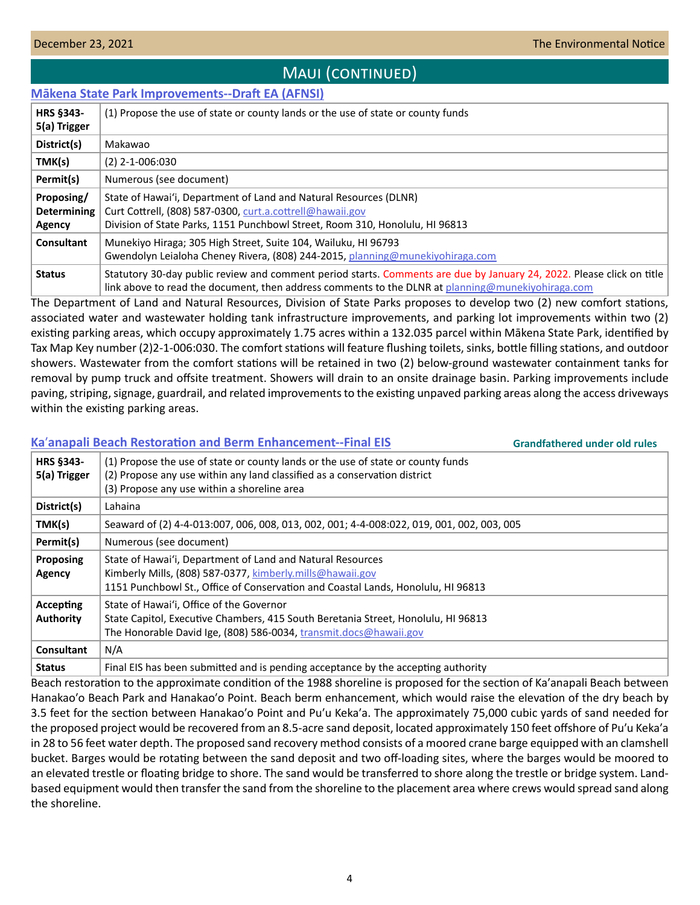## Maui (continued)

### Mākena State Park Improvements--Draft EA (AFNSI)

| | |
|---|---|
| HRS §343-5(a) Trigger | (1) Propose the use of state or county lands or the use of state or county funds |
| District(s) | Makawao |
| TMK(s) | (2) 2-1-006:030 |
| Permit(s) | Numerous (see document) |
| Proposing/ Determining Agency | State of Hawaiʻi, Department of Land and Natural Resources (DLNR)<br>Curt Cottrell, (808) 587-0300, curt.a.cottrell@hawaii.gov<br>Division of State Parks, 1151 Punchbowl Street, Room 310, Honolulu, HI 96813 |
| Consultant | Munekiyo Hiraga; 305 High Street, Suite 104, Wailuku, HI 96793<br>Gwendolyn Leialoha Cheney Rivera, (808) 244-2015, planning@munekiyohiraga.com |
| Status | Statutory 30-day public review and comment period starts. Comments are due by January 24, 2022. Please click on title link above to read the document, then address comments to the DLNR at planning@munekiyohiraga.com |

The Department of Land and Natural Resources, Division of State Parks proposes to develop two (2) new comfort stations, associated water and wastewater holding tank infrastructure improvements, and parking lot improvements within two (2) existing parking areas, which occupy approximately 1.75 acres within a 132.035 parcel within Mākena State Park, identified by Tax Map Key number (2)2-1-006:030. The comfort stations will feature flushing toilets, sinks, bottle filling stations, and outdoor showers. Wastewater from the comfort stations will be retained in two (2) below-ground wastewater containment tanks for removal by pump truck and offsite treatment. Showers will drain to an onsite drainage basin. Parking improvements include paving, striping, signage, guardrail, and related improvements to the existing unpaved parking areas along the access driveways within the existing parking areas.

### Kaʻanapali Beach Restoration and Berm Enhancement--Final EIS

**Grandfathered under old rules**

| | |
|---|---|
| HRS §343-5(a) Trigger | (1) Propose the use of state or county lands or the use of state or county funds<br>(2) Propose any use within any land classified as a conservation district<br>(3) Propose any use within a shoreline area |
| District(s) | Lahaina |
| TMK(s) | Seaward of (2) 4-4-013:007, 006, 008, 013, 002, 001; 4-4-008:022, 019, 001, 002, 003, 005 |
| Permit(s) | Numerous (see document) |
| Proposing Agency | State of Hawaiʻi, Department of Land and Natural Resources<br>Kimberly Mills, (808) 587-0377, kimberly.mills@hawaii.gov<br>1151 Punchbowl St., Office of Conservation and Coastal Lands, Honolulu, HI 96813 |
| Accepting Authority | State of Hawaiʻi, Office of the Governor<br>State Capitol, Executive Chambers, 415 South Beretania Street, Honolulu, HI 96813<br>The Honorable David Ige, (808) 586-0034, transmit.docs@hawaii.gov |
| Consultant | N/A |
| Status | Final EIS has been submitted and is pending acceptance by the accepting authority |

Beach restoration to the approximate condition of the 1988 shoreline is proposed for the section of Ka'anapali Beach between Hanakao'o Beach Park and Hanakao'o Point. Beach berm enhancement, which would raise the elevation of the dry beach by 3.5 feet for the section between Hanakao'o Point and Pu'u Keka'a. The approximately 75,000 cubic yards of sand needed for the proposed project would be recovered from an 8.5-acre sand deposit, located approximately 150 feet offshore of Pu'u Keka'a in 28 to 56 feet water depth. The proposed sand recovery method consists of a moored crane barge equipped with an clamshell bucket. Barges would be rotating between the sand deposit and two off-loading sites, where the barges would be moored to an elevated trestle or floating bridge to shore. The sand would be transferred to shore along the trestle or bridge system. Land-based equipment would then transfer the sand from the shoreline to the placement area where crews would spread sand along the shoreline.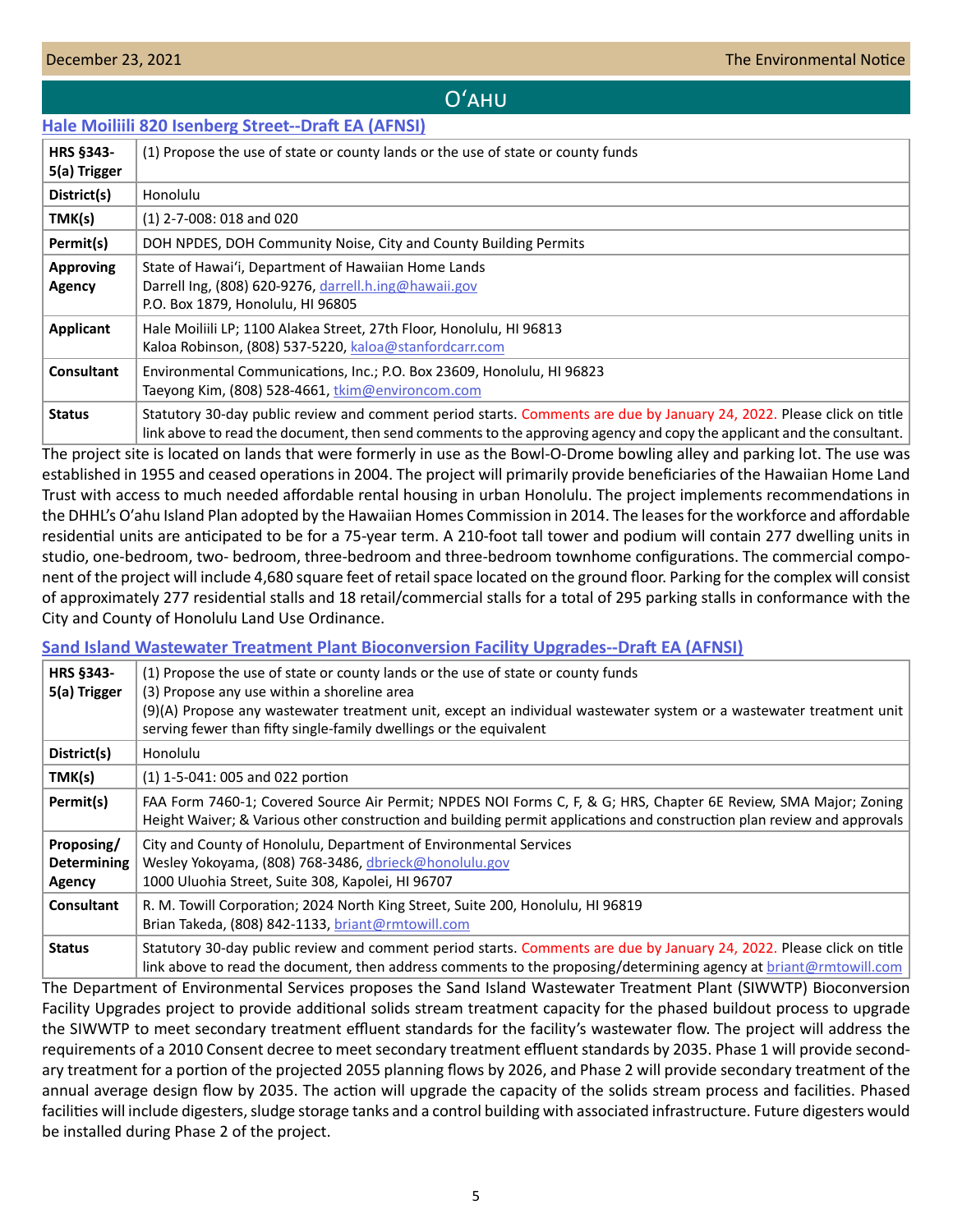## Oʻahu

### Hale Moiliili 820 Isenberg Street--Draft EA (AFNSI)

| | |
|---|---|
| **HRS §343-5(a) Trigger** | (1) Propose the use of state or county lands or the use of state or county funds |
| **District(s)** | Honolulu |
| **TMK(s)** | (1) 2-7-008: 018 and 020 |
| **Permit(s)** | DOH NPDES, DOH Community Noise, City and County Building Permits |
| **Approving Agency** | State of Hawaiʻi, Department of Hawaiian Home Lands<br>Darrell Ing, (808) 620-9276, darrell.h.ing@hawaii.gov<br>P.O. Box 1879, Honolulu, HI 96805 |
| **Applicant** | Hale Moiliili LP; 1100 Alakea Street, 27th Floor, Honolulu, HI 96813<br>Kaloa Robinson, (808) 537-5220, kaloa@stanfordcarr.com |
| **Consultant** | Environmental Communications, Inc.; P.O. Box 23609, Honolulu, HI 96823<br>Taeyong Kim, (808) 528-4661, tkim@environcom.com |
| **Status** | Statutory 30-day public review and comment period starts. Comments are due by January 24, 2022. Please click on title link above to read the document, then send comments to the approving agency and copy the applicant and the consultant. |

The project site is located on lands that were formerly in use as the Bowl-O-Drome bowling alley and parking lot. The use was established in 1955 and ceased operations in 2004. The project will primarily provide beneficiaries of the Hawaiian Home Land Trust with access to much needed affordable rental housing in urban Honolulu. The project implements recommendations in the DHHL's Oʻahu Island Plan adopted by the Hawaiian Homes Commission in 2014. The leases for the workforce and affordable residential units are anticipated to be for a 75-year term. A 210-foot tall tower and podium will contain 277 dwelling units in studio, one-bedroom, two- bedroom, three-bedroom and three-bedroom townhome configurations. The commercial component of the project will include 4,680 square feet of retail space located on the ground floor. Parking for the complex will consist of approximately 277 residential stalls and 18 retail/commercial stalls for a total of 295 parking stalls in conformance with the City and County of Honolulu Land Use Ordinance.

### Sand Island Wastewater Treatment Plant Bioconversion Facility Upgrades--Draft EA (AFNSI)

| | |
|---|---|
| **HRS §343-5(a) Trigger** | (1) Propose the use of state or county lands or the use of state or county funds<br>(3) Propose any use within a shoreline area<br>(9)(A) Propose any wastewater treatment unit, except an individual wastewater system or a wastewater treatment unit serving fewer than fifty single-family dwellings or the equivalent |
| **District(s)** | Honolulu |
| **TMK(s)** | (1) 1-5-041: 005 and 022 portion |
| **Permit(s)** | FAA Form 7460-1; Covered Source Air Permit; NPDES NOI Forms C, F, & G; HRS, Chapter 6E Review, SMA Major; Zoning Height Waiver; & Various other construction and building permit applications and construction plan review and approvals |
| **Proposing/ Determining Agency** | City and County of Honolulu, Department of Environmental Services<br>Wesley Yokoyama, (808) 768-3486, dbrieck@honolulu.gov<br>1000 Uluohia Street, Suite 308, Kapolei, HI 96707 |
| **Consultant** | R. M. Towill Corporation; 2024 North King Street, Suite 200, Honolulu, HI 96819<br>Brian Takeda, (808) 842-1133, briant@rmtowill.com |
| **Status** | Statutory 30-day public review and comment period starts. Comments are due by January 24, 2022. Please click on title link above to read the document, then address comments to the proposing/determining agency at briant@rmtowill.com |

The Department of Environmental Services proposes the Sand Island Wastewater Treatment Plant (SIWWTP) Bioconversion Facility Upgrades project to provide additional solids stream treatment capacity for the phased buildout process to upgrade the SIWWTP to meet secondary treatment effluent standards for the facility's wastewater flow. The project will address the requirements of a 2010 Consent decree to meet secondary treatment effluent standards by 2035. Phase 1 will provide secondary treatment for a portion of the projected 2055 planning flows by 2026, and Phase 2 will provide secondary treatment of the annual average design flow by 2035. The action will upgrade the capacity of the solids stream process and facilities. Phased facilities will include digesters, sludge storage tanks and a control building with associated infrastructure. Future digesters would be installed during Phase 2 of the project.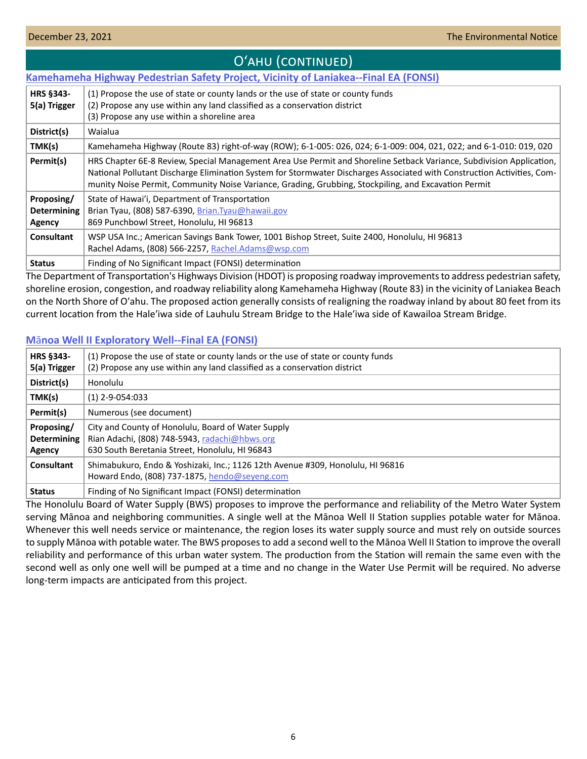## Oʻahu (continued)

### Kamehameha Highway Pedestrian Safety Project, Vicinity of Laniakea--Final EA (FONSI)

| | |
|---|---|
| **HRS §343-5(a) Trigger** | (1) Propose the use of state or county lands or the use of state or county funds<br>(2) Propose any use within any land classified as a conservation district<br>(3) Propose any use within a shoreline area |
| **District(s)** | Waialua |
| **TMK(s)** | Kamehameha Highway (Route 83) right-of-way (ROW); 6-1-005: 026, 024; 6-1-009: 004, 021, 022; and 6-1-010: 019, 020 |
| **Permit(s)** | HRS Chapter 6E-8 Review, Special Management Area Use Permit and Shoreline Setback Variance, Subdivision Application, National Pollutant Discharge Elimination System for Stormwater Discharges Associated with Construction Activities, Community Noise Permit, Community Noise Variance, Grading, Grubbing, Stockpiling, and Excavation Permit |
| **Proposing/ Determining Agency** | State of Hawai'i, Department of Transportation<br>Brian Tyau, (808) 587-6390, Brian.Tyau@hawaii.gov<br>869 Punchbowl Street, Honolulu, HI 96813 |
| **Consultant** | WSP USA Inc.; American Savings Bank Tower, 1001 Bishop Street, Suite 2400, Honolulu, HI 96813<br>Rachel Adams, (808) 566-2257, Rachel.Adams@wsp.com |
| **Status** | Finding of No Significant Impact (FONSI) determination |

The Department of Transportation's Highways Division (HDOT) is proposing roadway improvements to address pedestrian safety, shoreline erosion, congestion, and roadway reliability along Kamehameha Highway (Route 83) in the vicinity of Laniakea Beach on the North Shore of O'ahu. The proposed action generally consists of realigning the roadway inland by about 80 feet from its current location from the Hale'iwa side of Lauhulu Stream Bridge to the Hale'iwa side of Kawailoa Stream Bridge.

### Mānoa Well II Exploratory Well--Final EA (FONSI)

| | |
|---|---|
| **HRS §343-5(a) Trigger** | (1) Propose the use of state or county lands or the use of state or county funds<br>(2) Propose any use within any land classified as a conservation district |
| **District(s)** | Honolulu |
| **TMK(s)** | (1) 2-9-054:033 |
| **Permit(s)** | Numerous (see document) |
| **Proposing/ Determining Agency** | City and County of Honolulu, Board of Water Supply<br>Rian Adachi, (808) 748-5943, radachi@hbws.org<br>630 South Beretania Street, Honolulu, HI 96843 |
| **Consultant** | Shimabukuro, Endo & Yoshizaki, Inc.; 1126 12th Avenue #309, Honolulu, HI 96816<br>Howard Endo, (808) 737-1875, hendo@seyeng.com |
| **Status** | Finding of No Significant Impact (FONSI) determination |

The Honolulu Board of Water Supply (BWS) proposes to improve the performance and reliability of the Metro Water System serving Mānoa and neighboring communities. A single well at the Mānoa Well II Station supplies potable water for Mānoa. Whenever this well needs service or maintenance, the region loses its water supply source and must rely on outside sources to supply Mānoa with potable water. The BWS proposes to add a second well to the Mānoa Well II Station to improve the overall reliability and performance of this urban water system. The production from the Station will remain the same even with the second well as only one well will be pumped at a time and no change in the Water Use Permit will be required. No adverse long-term impacts are anticipated from this project.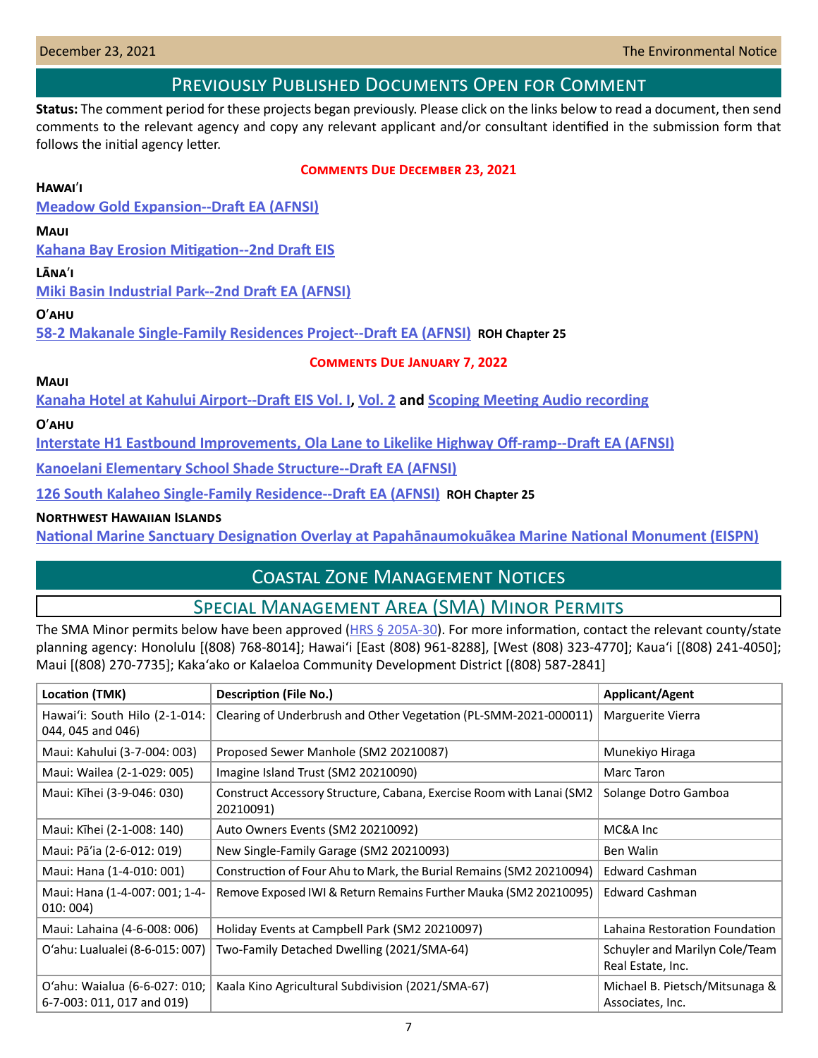## Previously Published Documents Open for Comment

**Status:** The comment period for these projects began previously. Please click on the links below to read a document, then send comments to the relevant agency and copy any relevant applicant and/or consultant identified in the submission form that follows the initial agency letter.

### Comments Due December 23, 2021

**Hawaiʻi**

Meadow Gold Expansion--Draft EA (AFNSI)

**Maui**

Kahana Bay Erosion Mitigation--2nd Draft EIS

**Lānaʻi**

Miki Basin Industrial Park--2nd Draft EA (AFNSI)

**Oʻahu**

58-2 Makanale Single-Family Residences Project--Draft EA (AFNSI) **ROH Chapter 25**

### Comments Due January 7, 2022

**Maui**

Kanaha Hotel at Kahului Airport--Draft EIS Vol. I, Vol. 2 **and** Scoping Meeting Audio recording

**Oʻahu**

Interstate H1 Eastbound Improvements, Ola Lane to Likelike Highway Off-ramp--Draft EA (AFNSI)

Kanoelani Elementary School Shade Structure--Draft EA (AFNSI)

126 South Kalaheo Single-Family Residence--Draft EA (AFNSI) **ROH Chapter 25**

**Northwest Hawaiian Islands**

National Marine Sanctuary Designation Overlay at Papahānaumokuākea Marine National Monument (EISPN)

## Coastal Zone Management Notices

### Special Management Area (SMA) Minor Permits

The SMA Minor permits below have been approved (HRS § 205A-30). For more information, contact the relevant county/state planning agency: Honolulu [(808) 768-8014]; Hawaiʻi [East (808) 961-8288], [West (808) 323-4770]; Kauaʻi [(808) 241-4050]; Maui [(808) 270-7735]; Kakaʻako or Kalaeloa Community Development District [(808) 587-2841]

| Location (TMK) | Description (File No.) | Applicant/Agent |
|---|---|---|
| Hawaiʻi: South Hilo (2-1-014: 044, 045 and 046) | Clearing of Underbrush and Other Vegetation (PL-SMM-2021-000011) | Marguerite Vierra |
| Maui: Kahului (3-7-004: 003) | Proposed Sewer Manhole (SM2 20210087) | Munekiyo Hiraga |
| Maui: Wailea (2-1-029: 005) | Imagine Island Trust (SM2 20210090) | Marc Taron |
| Maui: Kīhei (3-9-046: 030) | Construct Accessory Structure, Cabana, Exercise Room with Lanai (SM2 20210091) | Solange Dotro Gamboa |
| Maui: Kīhei (2-1-008: 140) | Auto Owners Events (SM2 20210092) | MC&A Inc |
| Maui: Pāʻia (2-6-012: 019) | New Single-Family Garage (SM2 20210093) | Ben Walin |
| Maui: Hana (1-4-010: 001) | Construction of Four Ahu to Mark, the Burial Remains (SM2 20210094) | Edward Cashman |
| Maui: Hana (1-4-007: 001; 1-4-010: 004) | Remove Exposed IWI & Return Remains Further Mauka (SM2 20210095) | Edward Cashman |
| Maui: Lahaina (4-6-008: 006) | Holiday Events at Campbell Park (SM2 20210097) | Lahaina Restoration Foundation |
| Oʻahu: Lualualei (8-6-015: 007) | Two-Family Detached Dwelling (2021/SMA-64) | Schuyler and Marilyn Cole/Team Real Estate, Inc. |
| Oʻahu: Waialua (6-6-027: 010; 6-7-003: 011, 017 and 019) | Kaala Kino Agricultural Subdivision (2021/SMA-67) | Michael B. Pietsch/Mitsunaga & Associates, Inc. |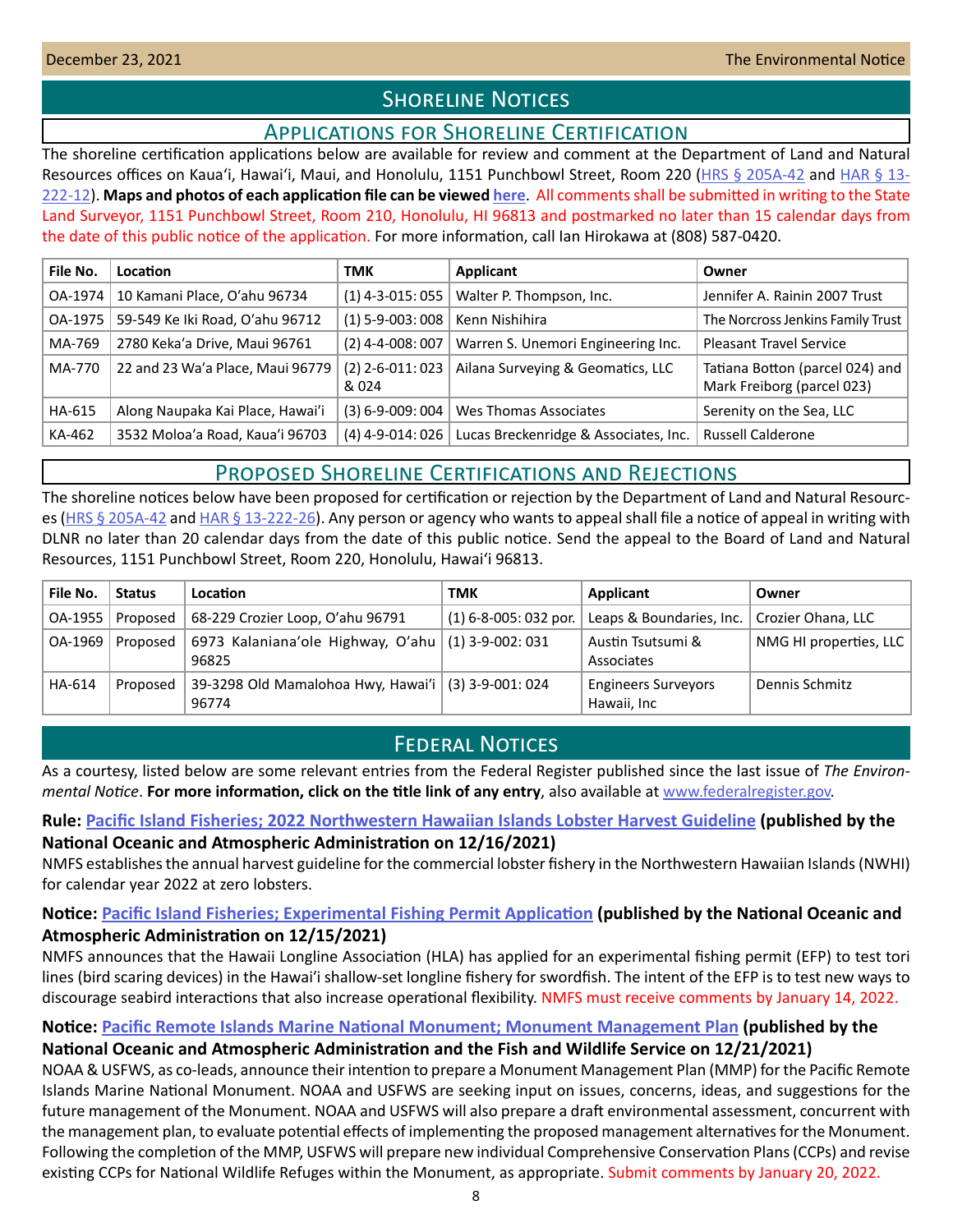# Shoreline Notices

## Applications for Shoreline Certification

The shoreline certification applications below are available for review and comment at the Department of Land and Natural Resources offices on Kaua'i, Hawai'i, Maui, and Honolulu, 1151 Punchbowl Street, Room 220 (HRS § 205A-42 and HAR § 13-222-12). **Maps and photos of each application file can be viewed here**. All comments shall be submitted in writing to the State Land Surveyor, 1151 Punchbowl Street, Room 210, Honolulu, HI 96813 and postmarked no later than 15 calendar days from the date of this public notice of the application. For more information, call Ian Hirokawa at (808) 587-0420.

| File No. | Location | TMK | Applicant | Owner |
|---|---|---|---|---|
| OA-1974 | 10 Kamani Place, O'ahu 96734 | (1) 4-3-015: 055 | Walter P. Thompson, Inc. | Jennifer A. Rainin 2007 Trust |
| OA-1975 | 59-549 Ke Iki Road, O'ahu 96712 | (1) 5-9-003: 008 | Kenn Nishihira | The Norcross Jenkins Family Trust |
| MA-769 | 2780 Keka'a Drive, Maui 96761 | (2) 4-4-008: 007 | Warren S. Unemori Engineering Inc. | Pleasant Travel Service |
| MA-770 | 22 and 23 Wa'a Place, Maui 96779 | (2) 2-6-011: 023 & 024 | Ailana Surveying & Geomatics, LLC | Tatiana Botton (parcel 024) and Mark Freiborg (parcel 023) |
| HA-615 | Along Naupaka Kai Place, Hawai'i | (3) 6-9-009: 004 | Wes Thomas Associates | Serenity on the Sea, LLC |
| KA-462 | 3532 Moloa'a Road, Kaua'i 96703 | (4) 4-9-014: 026 | Lucas Breckenridge & Associates, Inc. | Russell Calderone |

## Proposed Shoreline Certifications and Rejections

The shoreline notices below have been proposed for certification or rejection by the Department of Land and Natural Resources (HRS § 205A-42 and HAR § 13-222-26). Any person or agency who wants to appeal shall file a notice of appeal in writing with DLNR no later than 20 calendar days from the date of this public notice. Send the appeal to the Board of Land and Natural Resources, 1151 Punchbowl Street, Room 220, Honolulu, Hawai'i 96813.

| File No. | Status | Location | TMK | Applicant | Owner |
|---|---|---|---|---|---|
| OA-1955 | Proposed | 68-229 Crozier Loop, O'ahu 96791 | (1) 6-8-005: 032 por. | Leaps & Boundaries, Inc. | Crozier Ohana, LLC |
| OA-1969 | Proposed | 6973 Kalaniana'ole Highway, O'ahu 96825 | (1) 3-9-002: 031 | Austin Tsutsumi & Associates | NMG HI properties, LLC |
| HA-614 | Proposed | 39-3298 Old Mamalohoa Hwy, Hawai'i 96774 | (3) 3-9-001: 024 | Engineers Surveyors Hawaii, Inc | Dennis Schmitz |

# Federal Notices

As a courtesy, listed below are some relevant entries from the Federal Register published since the last issue of *The Environmental Notice*. **For more information, click on the title link of any entry**, also available at www.federalregister.gov.

**Rule: Pacific Island Fisheries; 2022 Northwestern Hawaiian Islands Lobster Harvest Guideline (published by the National Oceanic and Atmospheric Administration on 12/16/2021)**

NMFS establishes the annual harvest guideline for the commercial lobster fishery in the Northwestern Hawaiian Islands (NWHI) for calendar year 2022 at zero lobsters.

**Notice: Pacific Island Fisheries; Experimental Fishing Permit Application (published by the National Oceanic and Atmospheric Administration on 12/15/2021)**

NMFS announces that the Hawaii Longline Association (HLA) has applied for an experimental fishing permit (EFP) to test tori lines (bird scaring devices) in the Hawai'i shallow-set longline fishery for swordfish. The intent of the EFP is to test new ways to discourage seabird interactions that also increase operational flexibility. NMFS must receive comments by January 14, 2022.

**Notice: Pacific Remote Islands Marine National Monument; Monument Management Plan (published by the National Oceanic and Atmospheric Administration and the Fish and Wildlife Service on 12/21/2021)**

NOAA & USFWS, as co-leads, announce their intention to prepare a Monument Management Plan (MMP) for the Pacific Remote Islands Marine National Monument. NOAA and USFWS are seeking input on issues, concerns, ideas, and suggestions for the future management of the Monument. NOAA and USFWS will also prepare a draft environmental assessment, concurrent with the management plan, to evaluate potential effects of implementing the proposed management alternatives for the Monument. Following the completion of the MMP, USFWS will prepare new individual Comprehensive Conservation Plans (CCPs) and revise existing CCPs for National Wildlife Refuges within the Monument, as appropriate. Submit comments by January 20, 2022.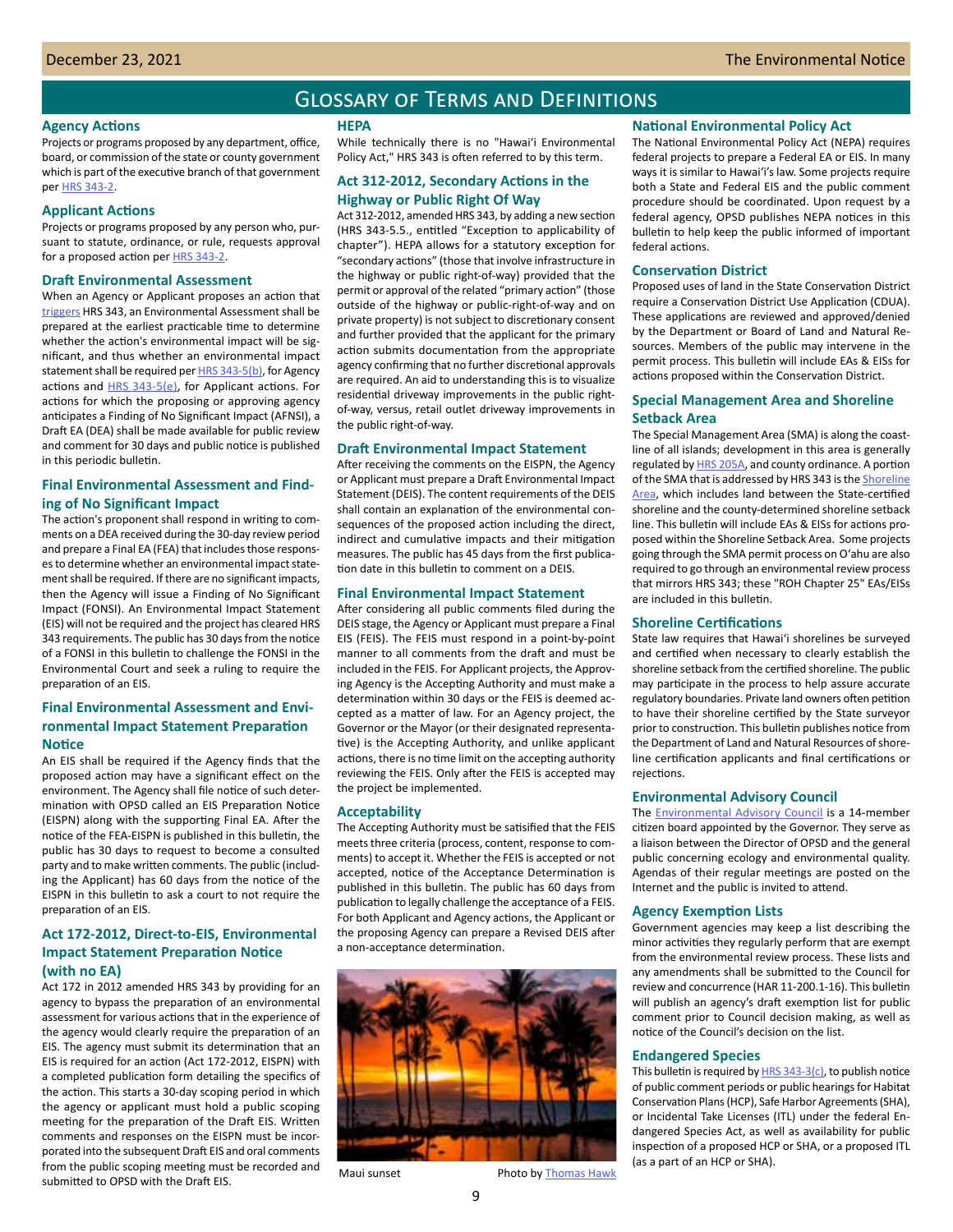# Glossary of Terms and Definitions

## Agency Actions

Projects or programs proposed by any department, office, board, or commission of the state or county government which is part of the executive branch of that government per HRS 343-2.

## Applicant Actions

Projects or programs proposed by any person who, pursuant to statute, ordinance, or rule, requests approval for a proposed action per HRS 343-2.

## Draft Environmental Assessment

When an Agency or Applicant proposes an action that triggers HRS 343, an Environmental Assessment shall be prepared at the earliest practicable time to determine whether the action's environmental impact will be significant, and thus whether an environmental impact statement shall be required per HRS 343-5(b), for Agency actions and HRS 343-5(e), for Applicant actions. For actions for which the proposing or approving agency anticipates a Finding of No Significant Impact (AFNSI), a Draft EA (DEA) shall be made available for public review and comment for 30 days and public notice is published in this periodic bulletin.

## Final Environmental Assessment and Finding of No Significant Impact

The action's proponent shall respond in writing to comments on a DEA received during the 30-day review period and prepare a Final EA (FEA) that includes those responses to determine whether an environmental impact statement shall be required. If there are no significant impacts, then the Agency will issue a Finding of No Significant Impact (FONSI). An Environmental Impact Statement (EIS) will not be required and the project has cleared HRS 343 requirements. The public has 30 days from the notice of a FONSI in this bulletin to challenge the FONSI in the Environmental Court and seek a ruling to require the preparation of an EIS.

## Final Environmental Assessment and Environmental Impact Statement Preparation Notice

An EIS shall be required if the Agency finds that the proposed action may have a significant effect on the environment. The Agency shall file notice of such determination with OPSD called an EIS Preparation Notice (EISPN) along with the supporting Final EA. After the notice of the FEA-EISPN is published in this bulletin, the public has 30 days to request to become a consulted party and to make written comments. The public (including the Applicant) has 60 days from the notice of the EISPN in this bulletin to ask a court to not require the preparation of an EIS.

## Act 172-2012, Direct-to-EIS, Environmental Impact Statement Preparation Notice (with no EA)

Act 172 in 2012 amended HRS 343 by providing for an agency to bypass the preparation of an environmental assessment for various actions that in the experience of the agency would clearly require the preparation of an EIS. The agency must submit its determination that an EIS is required for an action (Act 172-2012, EISPN) with a completed publication form detailing the specifics of the action. This starts a 30-day scoping period in which the agency or applicant must hold a public scoping meeting for the preparation of the Draft EIS. Written comments and responses on the EISPN must be incorporated into the subsequent Draft EIS and oral comments from the public scoping meeting must be recorded and submitted to OPSD with the Draft EIS.

## HEPA

While technically there is no "Hawai'i Environmental Policy Act," HRS 343 is often referred to by this term.

## Act 312-2012, Secondary Actions in the Highway or Public Right Of Way

Act 312-2012, amended HRS 343, by adding a new section (HRS 343-5.5., entitled "Exception to applicability of chapter"). HEPA allows for a statutory exception for "secondary actions" (those that involve infrastructure in the highway or public right-of-way) provided that the permit or approval of the related "primary action" (those outside of the highway or public-right-of-way and on private property) is not subject to discretionary consent and further provided that the applicant for the primary action submits documentation from the appropriate agency confirming that no further discretional approvals are required. An aid to understanding this is to visualize residential driveway improvements in the public right-of-way, versus, retail outlet driveway improvements in the public right-of-way.

## Draft Environmental Impact Statement

After receiving the comments on the EISPN, the Agency or Applicant must prepare a Draft Environmental Impact Statement (DEIS). The content requirements of the DEIS shall contain an explanation of the environmental consequences of the proposed action including the direct, indirect and cumulative impacts and their mitigation measures. The public has 45 days from the first publication date in this bulletin to comment on a DEIS.

## Final Environmental Impact Statement

After considering all public comments filed during the DEIS stage, the Agency or Applicant must prepare a Final EIS (FEIS). The FEIS must respond in a point-by-point manner to all comments from the draft and must be included in the FEIS. For Applicant projects, the Approving Agency is the Accepting Authority and must make a determination within 30 days or the FEIS is deemed accepted as a matter of law. For an Agency project, the Governor or the Mayor (or their designated representative) is the Accepting Authority, and unlike applicant actions, there is no time limit on the accepting authority reviewing the FEIS. Only after the FEIS is accepted may the project be implemented.

## Acceptability

The Accepting Authority must be satisified that the FEIS meets three criteria (process, content, response to comments) to accept it. Whether the FEIS is accepted or not accepted, notice of the Acceptance Determination is published in this bulletin. The public has 60 days from publication to legally challenge the acceptance of a FEIS. For both Applicant and Agency actions, the Applicant or the proposing Agency can prepare a Revised DEIS after a non-acceptance determination.

Maui sunset Photo by Thomas Hawk

## National Environmental Policy Act

The National Environmental Policy Act (NEPA) requires federal projects to prepare a Federal EA or EIS. In many ways it is similar to Hawai'i's law. Some projects require both a State and Federal EIS and the public comment procedure should be coordinated. Upon request by a federal agency, OPSD publishes NEPA notices in this bulletin to help keep the public informed of important federal actions.

## Conservation District

Proposed uses of land in the State Conservation District require a Conservation District Use Application (CDUA). These applications are reviewed and approved/denied by the Department or Board of Land and Natural Resources. Members of the public may intervene in the permit process. This bulletin will include EAs & EISs for actions proposed within the Conservation District.

## Special Management Area and Shoreline Setback Area

The Special Management Area (SMA) is along the coastline of all islands; development in this area is generally regulated by HRS 205A, and county ordinance. A portion of the SMA that is addressed by HRS 343 is the Shoreline Area, which includes land between the State-certified shoreline and the county-determined shoreline setback line. This bulletin will include EAs & EISs for actions proposed within the Shoreline Setback Area. Some projects going through the SMA permit process on O'ahu are also required to go through an environmental review process that mirrors HRS 343; these "ROH Chapter 25" EAs/EISs are included in this bulletin.

## Shoreline Certifications

State law requires that Hawai'i shorelines be surveyed and certified when necessary to clearly establish the shoreline setback from the certified shoreline. The public may participate in the process to help assure accurate regulatory boundaries. Private land owners often petition to have their shoreline certified by the State surveyor prior to construction. This bulletin publishes notice from the Department of Land and Natural Resources of shoreline certification applicants and final certifications or rejections.

## Environmental Advisory Council

The Environmental Advisory Council is a 14-member citizen board appointed by the Governor. They serve as a liaison between the Director of OPSD and the general public concerning ecology and environmental quality. Agendas of their regular meetings are posted on the Internet and the public is invited to attend.

## Agency Exemption Lists

Government agencies may keep a list describing the minor activities they regularly perform that are exempt from the environmental review process. These lists and any amendments shall be submitted to the Council for review and concurrence (HAR 11-200.1-16). This bulletin will publish an agency's draft exemption list for public comment prior to Council decision making, as well as notice of the Council's decision on the list.

## Endangered Species

This bulletin is required by HRS 343-3(c), to publish notice of public comment periods or public hearings for Habitat Conservation Plans (HCP), Safe Harbor Agreements (SHA), or Incidental Take Licenses (ITL) under the federal Endangered Species Act, as well as availability for public inspection of a proposed HCP or SHA, or a proposed ITL (as a part of an HCP or SHA).